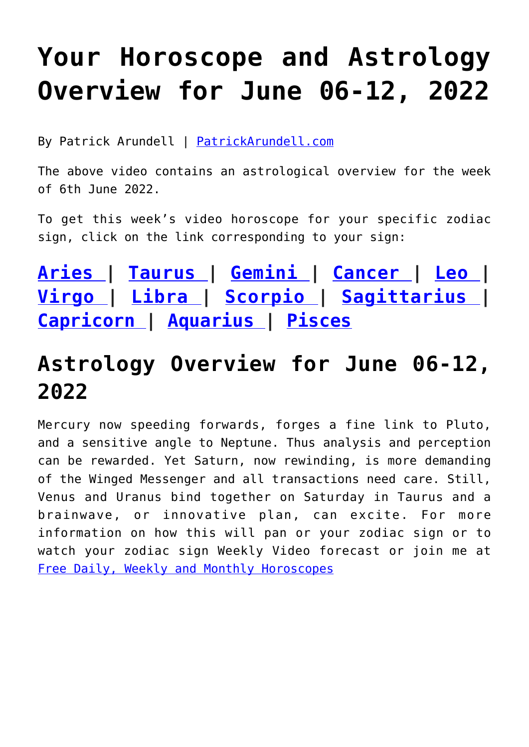# Your Horoscope and Astrology Overview for June 06-12, 2022

By Patrick Arundell | PatrickArundell.com

The above video contains an astrological overview for the week of 6th June 2022.

To get this week's video horoscope for your specific zodiac sign, click on the link corresponding to your sign:

## Aries | Taurus | Gemini | Cancer | Leo | Virgo | Libra | Scorpio | Sagittarius | Capricorn | Aquarius | Pisces

## Astrology Overview for June 06-12, 2022

Mercury now speeding forwards, forges a fine link to Pluto, and a sensitive angle to Neptune. Thus analysis and perception can be rewarded. Yet Saturn, now rewinding, is more demanding of the Winged Messenger and all transactions need care. Still, Venus and Uranus bind together on Saturday in Taurus and a brainwave, or innovative plan, can excite. For more information on how this will pan or your zodiac sign or to watch your zodiac sign Weekly Video forecast or join me at Free Daily, Weekly and Monthly Horoscopes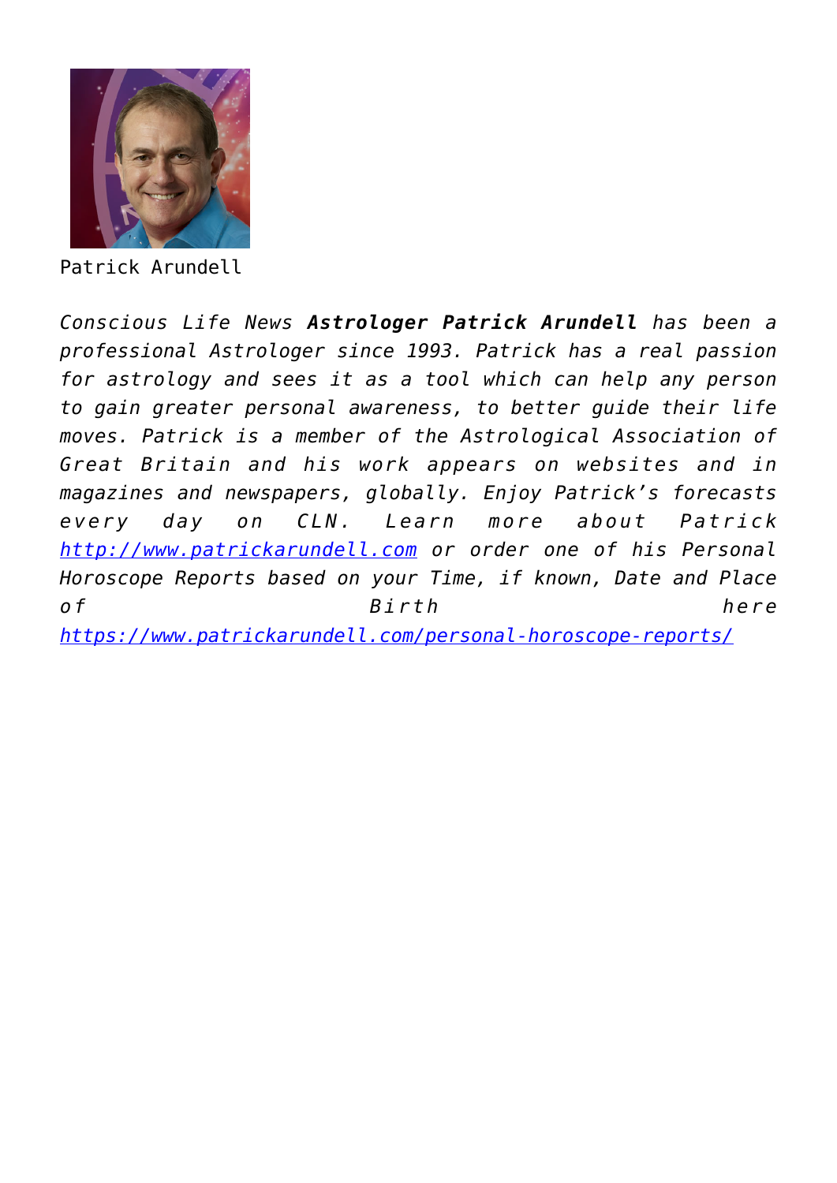Patrick Arundell

*Conscious Life News **Astrologer Patrick Arundell** has been a professional Astrologer since 1993. Patrick has a real passion for astrology and sees it as a tool which can help any person to gain greater personal awareness, to better guide their life moves. Patrick is a member of the Astrological Association of Great Britain and his work appears on websites and in magazines and newspapers, globally. Enjoy Patrick's forecasts every day on CLN. Learn more about Patrick [http://www.patrickarundell.com](http://www.patrickarundell.com) or order one of his Personal Horoscope Reports based on your Time, if known, Date and Place of Birth here [https://www.patrickarundell.com/personal-horoscope-reports/](https://www.patrickarundell.com/personal-horoscope-reports/)*